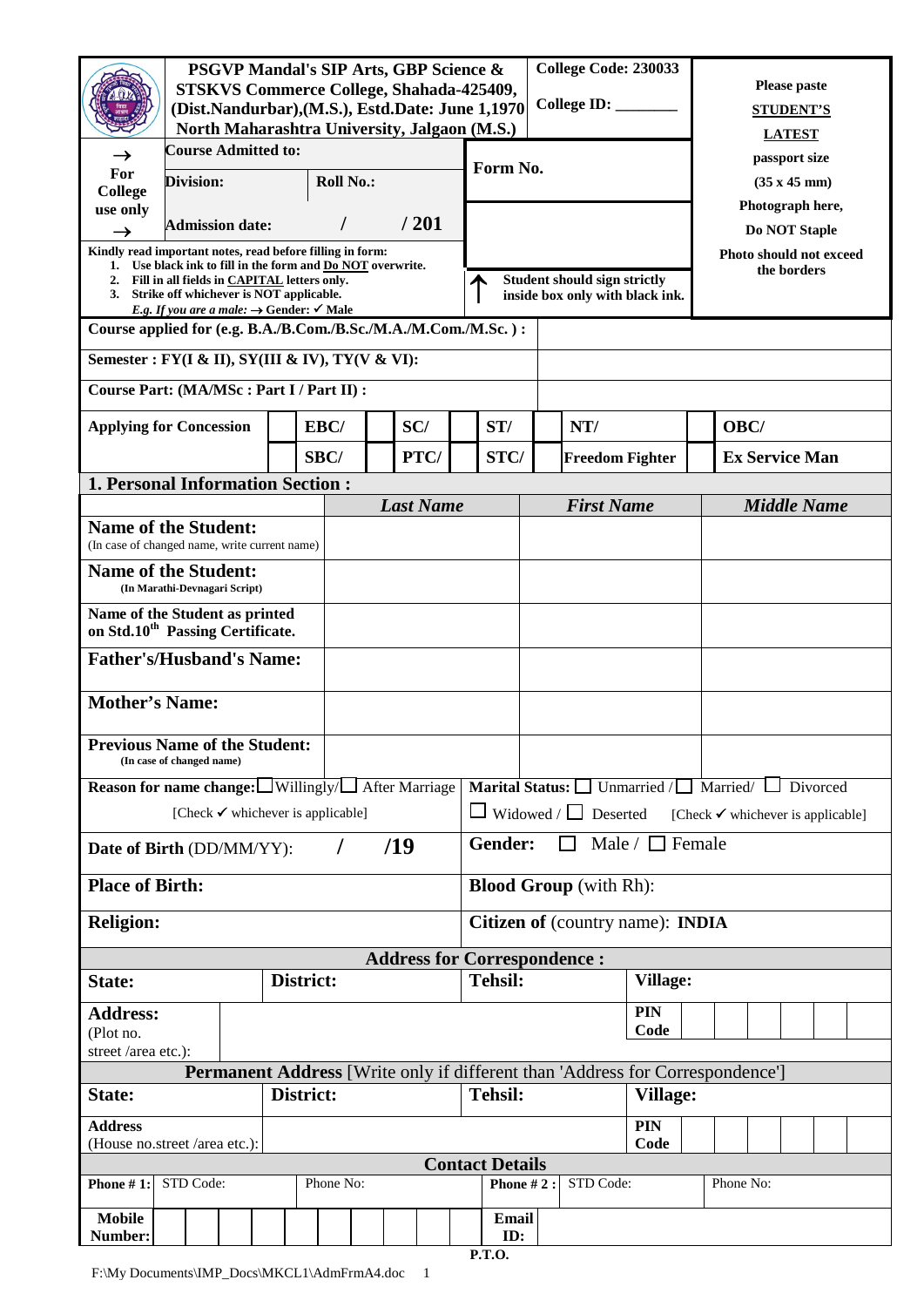| PSGVP Mandal's SIP Arts, GBP Science & STSKVS Commerce College, Shahada-425409, (Dist.Nandurbar),(M.S.), Estd.Date: June 1,1970 North Maharashtra University, Jalgaon (M.S.) | College Code: 230033 College ID: ________ | Please paste **STUDENT'S LATEST** passport size (35 x 45 mm) Photograph here, Do NOT Staple. Photo should not exceed the borders |
|---|---|---|

| → For College use only → | Course Admitted to: | | Form No. |
|---|---|---|---|
| | Division: | Roll No.: | |
| | Admission date: / / 201 | | |

Kindly read important notes, read before filling in form:

1. Use black ink to fill in the form and **Do NOT** overwrite.
2. Fill in all fields in **CAPITAL** letters only.
3. Strike off whichever is NOT applicable.
   *E.g. If you are a male:* → Gender: ✓ Male

↑ Student should sign strictly inside box only with black ink.

| Course applied for (e.g. B.A./B.Com./B.Sc./M.A./M.Com./M.Sc. ) : | |
|---|---|
| Semester : FY(I & II), SY(III & IV), TY(V & VI): | |
| Course Part: (MA/MSc : Part I / Part II) : | |

| Applying for Concession | ☐ EBC/ | ☐ SC/ | ☐ ST/ | ☐ NT/ | ☐ OBC/ |
|---|---|---|---|---|---|
| | ☐ SBC/ | ☐ PTC/ | ☐ STC/ | ☐ Freedom Fighter | ☐ Ex Service Man |

## 1. Personal Information Section :

| | *Last Name* | *First Name* | *Middle Name* |
|---|---|---|---|
| **Name of the Student:** (In case of changed name, write current name) | | | |
| **Name of the Student:** (In Marathi-Devnagari Script) | | | |
| **Name of the Student as printed on Std.10th Passing Certificate.** | | | |
| **Father's/Husband's Name:** | | | |
| **Mother's Name:** | | | |
| **Previous Name of the Student:** (In case of changed name) | | | |

| | |
|---|---|
| **Reason for name change:** ☐ Willingly/ ☐ After Marriage [Check ✓ whichever is applicable] | **Marital Status:** ☐ Unmarried / ☐ Married/ ☐ Divorced ☐ Widowed / ☐ Deserted [Check ✓ whichever is applicable] |
| **Date of Birth** (DD/MM/YY): / /19 | **Gender:** ☐ Male / ☐ Female |
| **Place of Birth:** | **Blood Group** (with Rh): |
| **Religion:** | **Citizen of** (country name): **INDIA** |

### Address for Correspondence :

| State: | District: | Tehsil: | Village: |
|---|---|---|---|
| **Address:** (Plot no. street /area etc.): | | | **PIN Code** |

### Permanent Address [Write only if different than 'Address for Correspondence']

| State: | District: | Tehsil: | Village: |
|---|---|---|---|
| **Address** (House no.street /area etc.): | | | **PIN Code** |

### Contact Details

| | | | | | |
|---|---|---|---|---|---|
| **Phone # 1:** | STD Code: | Phone No: | **Phone # 2 :** | STD Code: | Phone No: |
| **Mobile Number:** | | | **Email ID:** | | |

P.T.O.

F:\My Documents\IMP_Docs\MKCL1\AdmFrmA4.doc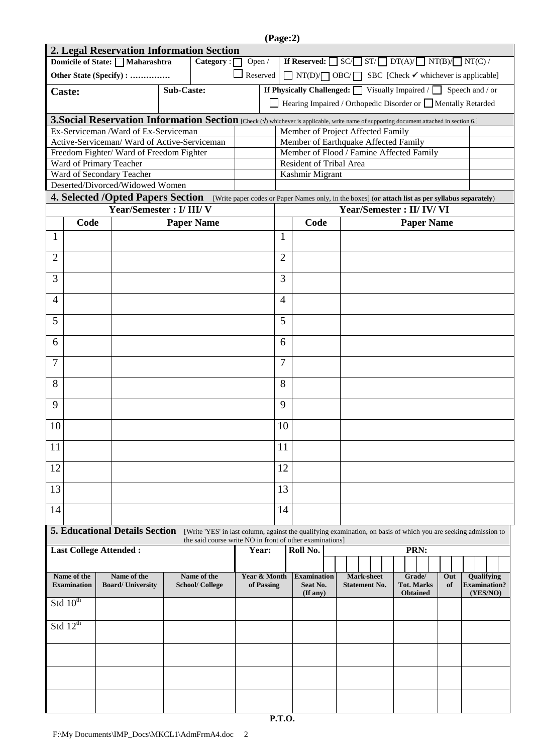(Page:2)

## 2. Legal Reservation Information Section

| Domicile of State: ☐ Maharashtra<br>Other State (Specify) : …………… | Category : ☐ Open / ☐ Reserved | If Reserved: ☐ SC/ ☐ ST/ ☐ DT(A)/ ☐ NT(B)/ ☐ NT(C) / ☐ NT(D)/ ☐ OBC/ ☐ SBC [Check ✔ whichever is applicable] |
|---|---|---|
| **Caste:** | **Sub-Caste:** | **If Physically Challenged:** ☐ Visually Impaired / ☐ Speech and / or ☐ Hearing Impaired / Orthopedic Disorder or ☐ Mentally Retarded |

## 3.Social Reservation Information Section

[Check (√) whichever is applicable, write name of supporting document attached in section 6.]

| | | | |
|---|---|---|---|
| Ex-Serviceman /Ward of Ex-Serviceman | | Member of Project Affected Family | |
| Active-Serviceman/ Ward of Active-Serviceman | | Member of Earthquake Affected Family | |
| Freedom Fighter/ Ward of Freedom Fighter | | Member of Flood / Famine Affected Family | |
| Ward of Primary Teacher | | Resident of Tribal Area | |
| Ward of Secondary Teacher | | Kashmir Migrant | |
| Deserted/Divorced/Widowed Women | | | |

## 4. Selected /Opted Papers Section

[Write paper codes or Paper Names only, in the boxes] (**or attach list as per syllabus separately**)

| Year/Semester : I/ III/ V | | | Year/Semester : II/ IV/ VI | | |
|---|---|---|---|---|---|
| | **Code** | **Paper Name** | | **Code** | **Paper Name** |
| 1 | | | 1 | | |
| 2 | | | 2 | | |
| 3 | | | 3 | | |
| 4 | | | 4 | | |
| 5 | | | 5 | | |
| 6 | | | 6 | | |
| 7 | | | 7 | | |
| 8 | | | 8 | | |
| 9 | | | 9 | | |
| 10 | | | 10 | | |
| 11 | | | 11 | | |
| 12 | | | 12 | | |
| 13 | | | 13 | | |
| 14 | | | 14 | | |

## 5. Educational Details Section

[Write 'YES' in last column, against the qualifying examination, on basis of which you are seeking admission to the said course write NO in front of other examinations]

| **Last College Attended :** | | | **Year:** | **Roll No.** | | **PRN:** | | |
|---|---|---|---|---|---|---|---|---|
| **Name of the Examination** | **Name of the Board/ University** | **Name of the School/ College** | **Year & Month of Passing** | **Examination Seat No. (If any)** | **Mark-sheet Statement No.** | **Grade/ Tot. Marks Obtained** | **Out of** | **Qualifying Examination? (YES/NO)** |
| Std 10th | | | | | | | | |
| Std 12th | | | | | | | | |
| | | | | | | | | |
| | | | | | | | | |
| | | | | | | | | |

P.T.O.

F:\My Documents\IMP_Docs\MKCL1\AdmFrmA4.doc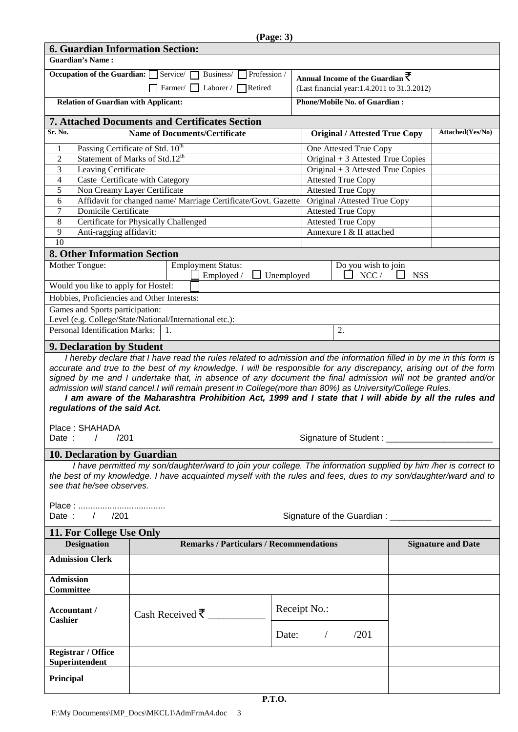(Page: 3)

## 6. Guardian Information Section:

**Guardian's Name :**

| **Occupation of the Guardian:** ☐ Service/ ☐ Business/ ☐ Profession / ☐ Farmer/ ☐ Laborer / ☐ Retired | **Annual Income of the Guardian ₹** (Last financial year:1.4.2011 to 31.3.2012) |
|---|---|
| **Relation of Guardian with Applicant:** | **Phone/Mobile No. of Guardian :** |

## 7. Attached Documents and Certificates Section

| Sr. No. | Name of Documents/Certificate | Original / Attested True Copy | Attached(Yes/No) |
|---|---|---|---|
| 1 | Passing Certificate of Std. $10^{th}$ | One Attested True Copy | |
| 2 | Statement of Marks of Std.$12^{th}$ | Original + 3 Attested True Copies | |
| 3 | Leaving Certificate | Original + 3 Attested True Copies | |
| 4 | Caste Certificate with Category | Attested True Copy | |
| 5 | Non Creamy Layer Certificate | Attested True Copy | |
| 6 | Affidavit for changed name/ Marriage Certificate/Govt. Gazette | Original /Attested True Copy | |
| 7 | Domicile Certificate | Attested True Copy | |
| 8 | Certificate for Physically Challenged | Attested True Copy | |
| 9 | Anti-ragging affidavit: | Annexure I & II attached | |
| 10 | | | |

## 8. Other Information Section

| Mother Tongue: | Employment Status: ☐ Employed / ☐ Unemployed | Do you wish to join ☐ NCC / ☐ NSS |
|---|---|---|
| Would you like to apply for Hostel: ☐ | | |
| Hobbies, Proficiencies and Other Interests: | | |
| Games and Sports participation: Level (e.g. College/State/National/International etc.): | | |
| Personal Identification Marks: | 1. | 2. |

## 9. Declaration by Student

*I hereby declare that I have read the rules related to admission and the information filled in by me in this form is accurate and true to the best of my knowledge. I will be responsible for any discrepancy, arising out of the form signed by me and I undertake that, in absence of any document the final admission will not be granted and/or admission will stand cancel.I will remain present in College(more than 80%) as University/College Rules.*

***I am aware of the Maharashtra Prohibition Act, 1999 and I state that I will abide by all the rules and regulations of the said Act.***

Place : SHAHADA

Date : / /201 Signature of Student : ______________________

## 10. Declaration by Guardian

*I have permitted my son/daughter/ward to join your college. The information supplied by him /her is correct to the best of my knowledge. I have acquainted myself with the rules and fees, dues to my son/daughter/ward and to see that he/see observes.*

Place : ....................................

Date : / /201 Signature of the Guardian : _____________________

## 11. For College Use Only

| Designation | Remarks / Particulars / Recommendations | | Signature and Date |
|---|---|---|---|
| **Admission Clerk** | | | |
| **Admission Committee** | | | |
| **Accountant / Cashier** | Cash Received ₹ ___________ | Receipt No.: Date: / /201 | |
| **Registrar / Office Superintendent** | | | |
| **Principal** | | | |

**P.T.O.**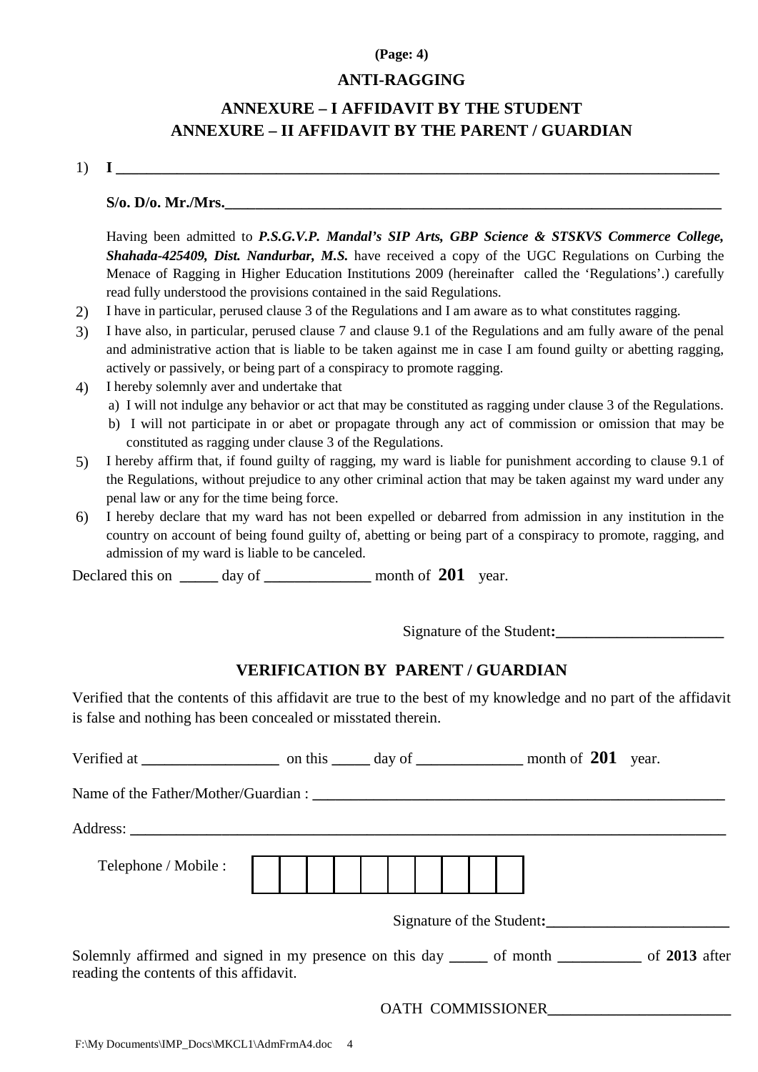(Page: 4)

# ANTI-RAGGING

## ANNEXURE – I AFFIDAVIT BY THE STUDENT
## ANNEXURE – II AFFIDAVIT BY THE PARENT / GUARDIAN

1) **I \_\_\_\_\_\_\_\_\_\_\_\_\_\_\_\_\_\_\_\_\_\_\_\_\_\_\_\_\_\_\_\_\_\_\_\_\_\_\_\_\_\_\_\_\_\_\_\_\_\_\_\_\_\_\_\_\_\_\_\_\_\_\_\_\_\_\_\_**

   **S/o. D/o. Mr./Mrs.\_\_\_\_\_\_\_\_\_\_\_\_\_\_\_\_\_\_\_\_\_\_\_\_\_\_\_\_\_\_\_\_\_\_\_\_\_\_\_\_\_\_\_\_\_\_\_\_\_\_\_\_\_\_\_\_\_\_**

   Having been admitted to ***P.S.G.V.P. Mandal's SIP Arts, GBP Science & STSKVS Commerce College, Shahada-425409, Dist. Nandurbar, M.S.*** have received a copy of the UGC Regulations on Curbing the Menace of Ragging in Higher Education Institutions 2009 (hereinafter called the 'Regulations'.) carefully read fully understood the provisions contained in the said Regulations.

2) I have in particular, perused clause 3 of the Regulations and I am aware as to what constitutes ragging.
3) I have also, in particular, perused clause 7 and clause 9.1 of the Regulations and am fully aware of the penal and administrative action that is liable to be taken against me in case I am found guilty or abetting ragging, actively or passively, or being part of a conspiracy to promote ragging.
4) I hereby solemnly aver and undertake that
   a) I will not indulge any behavior or act that may be constituted as ragging under clause 3 of the Regulations.
   b) I will not participate in or abet or propagate through any act of commission or omission that may be constituted as ragging under clause 3 of the Regulations.
5) I hereby affirm that, if found guilty of ragging, my ward is liable for punishment according to clause 9.1 of the Regulations, without prejudice to any other criminal action that may be taken against my ward under any penal law or any for the time being force.
6) I hereby declare that my ward has not been expelled or debarred from admission in any institution in the country on account of being found guilty of, abetting or being part of a conspiracy to promote, ragging, and admission of my ward is liable to be canceled.

Declared this on \_\_\_\_\_ day of \_\_\_\_\_\_\_\_\_\_\_\_\_\_ month of **201** year.

Signature of the Student**:\_\_\_\_\_\_\_\_\_\_\_\_\_\_\_\_\_\_\_\_\_\_**

## VERIFICATION BY PARENT / GUARDIAN

Verified that the contents of this affidavit are true to the best of my knowledge and no part of the affidavit is false and nothing has been concealed or misstated therein.

Verified at \_\_\_\_\_\_\_\_\_\_\_\_\_\_\_\_\_\_ on this \_\_\_\_\_ day of \_\_\_\_\_\_\_\_\_\_\_\_\_\_ month of **201** year.

Name of the Father/Mother/Guardian : \_\_\_\_\_\_\_\_\_\_\_\_\_\_\_\_\_\_\_\_\_\_\_\_\_\_\_\_\_\_\_\_\_\_\_\_\_\_\_\_\_\_\_\_\_\_\_\_\_\_\_\_

Address: \_\_\_\_\_\_\_\_\_\_\_\_\_\_\_\_\_\_\_\_\_\_\_\_\_\_\_\_\_\_\_\_\_\_\_\_\_\_\_\_\_\_\_\_\_\_\_\_\_\_\_\_\_\_\_\_\_\_\_\_\_\_\_\_\_\_\_\_\_\_\_\_\_\_

| Telephone / Mobile : | | | | | | | | | | |
|---|---|---|---|---|---|---|---|---|---|---|

Signature of the Student**:\_\_\_\_\_\_\_\_\_\_\_\_\_\_\_\_\_\_\_\_\_\_\_\_**

Solemnly affirmed and signed in my presence on this day \_\_\_\_\_ of month \_\_\_\_\_\_\_\_\_\_\_ of **2013** after reading the contents of this affidavit.

OATH COMMISSIONER\_\_\_\_\_\_\_\_\_\_\_\_\_\_\_\_\_\_\_\_\_\_\_\_

F:\My Documents\IMP_Docs\MKCL1\AdmFrmA4.doc